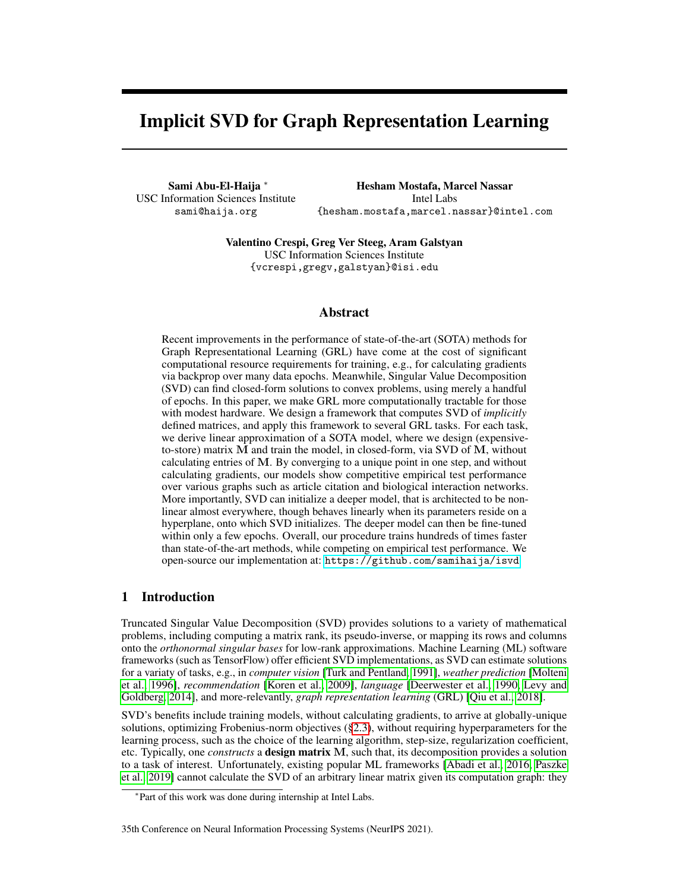# Implicit SVD for Graph Representation Learning

**Sami Abu-El-Haija** *
USC Information Sciences Institute
sami@haija.org

**Hesham Mostafa, Marcel Nassar**
Intel Labs
{hesham.mostafa,marcel.nassar}@intel.com

**Valentino Crespi, Greg Ver Steeg, Aram Galstyan**
USC Information Sciences Institute
{vcrespi,gregv,galstyan}@isi.edu

## Abstract

Recent improvements in the performance of state-of-the-art (SOTA) methods for Graph Representational Learning (GRL) have come at the cost of significant computational resource requirements for training, e.g., for calculating gradients via backprop over many data epochs. Meanwhile, Singular Value Decomposition (SVD) can find closed-form solutions to convex problems, using merely a handful of epochs. In this paper, we make GRL more computationally tractable for those with modest hardware. We design a framework that computes SVD of *implicitly* defined matrices, and apply this framework to several GRL tasks. For each task, we derive linear approximation of a SOTA model, where we design (expensive-to-store) matrix $\mathbf{M}$ and train the model, in closed-form, via SVD of $\mathbf{M}$, without calculating entries of $\mathbf{M}$. By converging to a unique point in one step, and without calculating gradients, our models show competitive empirical test performance over various graphs such as article citation and biological interaction networks. More importantly, SVD can initialize a deeper model, that is architected to be non-linear almost everywhere, though behaves linearly when its parameters reside on a hyperplane, onto which SVD initializes. The deeper model can then be fine-tuned within only a few epochs. Overall, our procedure trains hundreds of times faster than state-of-the-art methods, while competing on empirical test performance. We open-source our implementation at: https://github.com/samihaija/isvd

## 1 Introduction

Truncated Singular Value Decomposition (SVD) provides solutions to a variety of mathematical problems, including computing a matrix rank, its pseudo-inverse, or mapping its rows and columns onto the *orthonormal singular bases* for low-rank approximations. Machine Learning (ML) software frameworks (such as TensorFlow) offer efficient SVD implementations, as SVD can estimate solutions for a variaty of tasks, e.g., in *computer vision* [Turk and Pentland, 1991], *weather prediction* [Molteni et al., 1996], *recommendation* [Koren et al., 2009], *language* [Deerwester et al., 1990, Levy and Goldberg, 2014], and more-relevantly, *graph representation learning* (GRL) [Qiu et al., 2018].

SVD's benefits include training models, without calculating gradients, to arrive at globally-unique solutions, optimizing Frobenius-norm objectives (§2.3), without requiring hyperparameters for the learning process, such as the choice of the learning algorithm, step-size, regularization coefficient, etc. Typically, one *constructs* a **design matrix** $\mathbf{M}$, such that, its decomposition provides a solution to a task of interest. Unfortunately, existing popular ML frameworks [Abadi et al., 2016, Paszke et al., 2019] cannot calculate the SVD of an arbitrary linear matrix given its computation graph: they

*Part of this work was done during internship at Intel Labs.

35th Conference on Neural Information Processing Systems (NeurIPS 2021).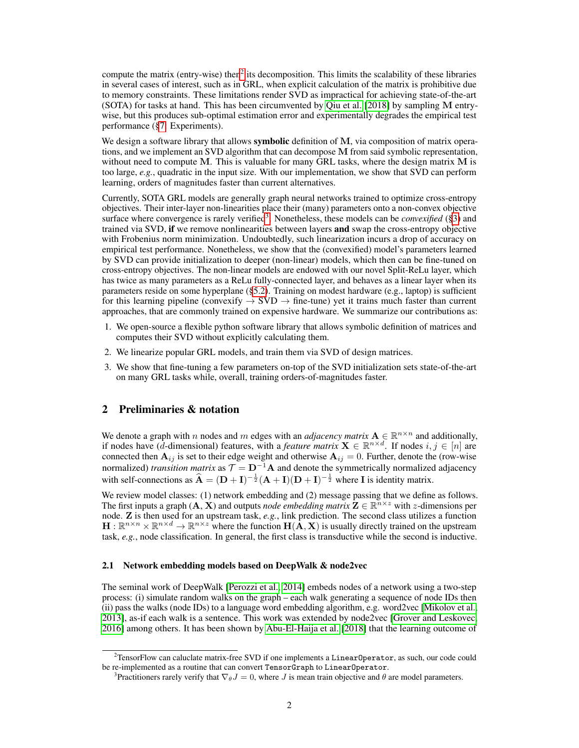compute the matrix (entry-wise) then[2] its decomposition. This limits the scalability of these libraries in several cases of interest, such as in GRL, when explicit calculation of the matrix is prohibitive due to memory constraints. These limitations render SVD as impractical for achieving state-of-the-art (SOTA) for tasks at hand. This has been circumvented by Qiu et al. [2018] by sampling $\mathbf{M}$ entry-wise, but this produces sub-optimal estimation error and experimentally degrades the empirical test performance (§7: Experiments).

We design a software library that allows **symbolic** definition of $\mathbf{M}$, via composition of matrix operations, and we implement an SVD algorithm that can decompose $\mathbf{M}$ from said symbolic representation, without need to compute $\mathbf{M}$. This is valuable for many GRL tasks, where the design matrix $\mathbf{M}$ is too large, *e.g.*, quadratic in the input size. With our implementation, we show that SVD can perform learning, orders of magnitudes faster than current alternatives.

Currently, SOTA GRL models are generally graph neural networks trained to optimize cross-entropy objectives. Their inter-layer non-linearities place their (many) parameters onto a non-convex objective surface where convergence is rarely verified[3]. Nonetheless, these models can be *convexified* (§3) and trained via SVD, **if** we remove nonlinearities between layers **and** swap the cross-entropy objective with Frobenius norm minimization. Undoubtedly, such linearization incurs a drop of accuracy on empirical test performance. Nonetheless, we show that the (convexified) model's parameters learned by SVD can provide initialization to deeper (non-linear) models, which then can be fine-tuned on cross-entropy objectives. The non-linear models are endowed with our novel Split-ReLu layer, which has twice as many parameters as a ReLu fully-connected layer, and behaves as a linear layer when its parameters reside on some hyperplane (§5.2). Training on modest hardware (e.g., laptop) is sufficient for this learning pipeline (convexify → SVD → fine-tune) yet it trains much faster than current approaches, that are commonly trained on expensive hardware. We summarize our contributions as:

1. We open-source a flexible python software library that allows symbolic definition of matrices and computes their SVD without explicitly calculating them.
2. We linearize popular GRL models, and train them via SVD of design matrices.
3. We show that fine-tuning a few parameters on-top of the SVD initialization sets state-of-the-art on many GRL tasks while, overall, training orders-of-magnitudes faster.

## 2 Preliminaries & notation

We denote a graph with $n$ nodes and $m$ edges with an *adjacency matrix* $\mathbf{A} \in \mathbb{R}^{n \times n}$ and additionally, if nodes have ($d$-dimensional) features, with a *feature matrix* $\mathbf{X} \in \mathbb{R}^{n \times d}$. If nodes $i, j \in [n]$ are connected then $\mathbf{A}_{ij}$ is set to their edge weight and otherwise $\mathbf{A}_{ij} = 0$. Further, denote the (row-wise normalized) *transition matrix* as $\mathcal{T} = \mathbf{D}^{-1}\mathbf{A}$ and denote the symmetrically normalized adjacency with self-connections as $\widehat{\mathbf{A}} = (\mathbf{D} + \mathbf{I})^{-\frac{1}{2}}(\mathbf{A} + \mathbf{I})(\mathbf{D} + \mathbf{I})^{-\frac{1}{2}}$ where $\mathbf{I}$ is identity matrix.

We review model classes: (1) network embedding and (2) message passing that we define as follows. The first inputs a graph $(\mathbf{A}, \mathbf{X})$ and outputs *node embedding matrix* $\mathbf{Z} \in \mathbb{R}^{n \times z}$ with $z$-dimensions per node. $\mathbf{Z}$ is then used for an upstream task, *e.g.*, link prediction. The second class utilizes a function $\mathbf{H} : \mathbb{R}^{n \times n} \times \mathbb{R}^{n \times d} \rightarrow \mathbb{R}^{n \times z}$ where the function $\mathbf{H}(\mathbf{A}, \mathbf{X})$ is usually directly trained on the upstream task, *e.g.*, node classification. In general, the first class is transductive while the second is inductive.

### 2.1 Network embedding models based on DeepWalk & node2vec

The seminal work of DeepWalk [Perozzi et al., 2014] embeds nodes of a network using a two-step process: (i) simulate random walks on the graph – each walk generating a sequence of node IDs then (ii) pass the walks (node IDs) to a language word embedding algorithm, e.g. word2vec [Mikolov et al., 2013], as-if each walk is a sentence. This work was extended by node2vec [Grover and Leskovec, 2016] among others. It has been shown by Abu-El-Haija et al. [2018] that the learning outcome of

---

[2] TensorFlow can caluclate matrix-free SVD if one implements a `LinearOperator`, as such, our code could be re-implemented as a routine that can convert `TensorGraph` to `LinearOperator`.

[3] Practitioners rarely verify that $\nabla_\theta J = 0$, where $J$ is mean train objective and $\theta$ are model parameters.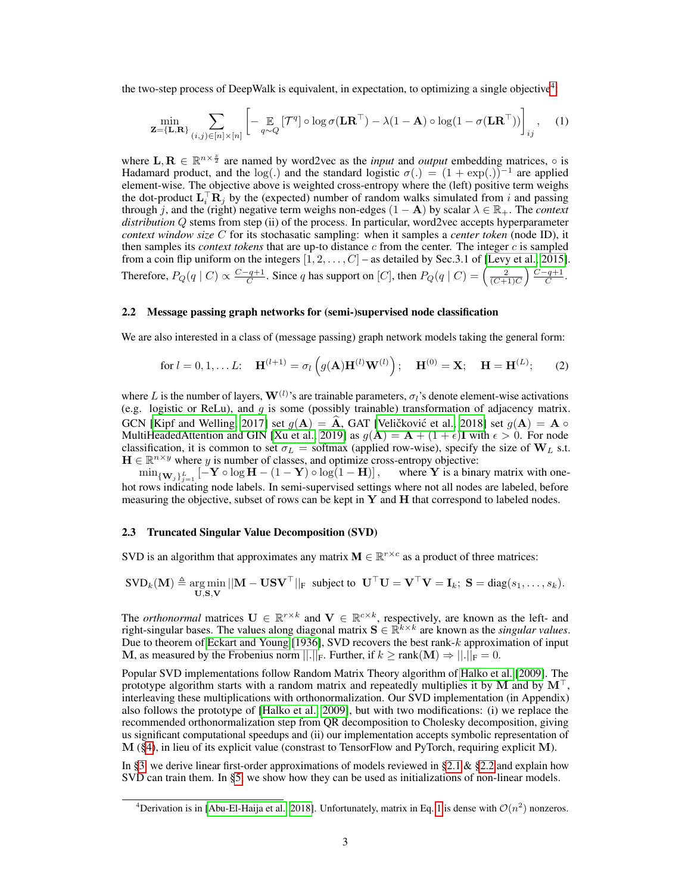the two-step process of DeepWalk is equivalent, in expectation, to optimizing a single objective[4]

$$\min_{\mathbf{Z}=\{\mathbf{L},\mathbf{R}\}} \sum_{(i,j)\in[n]\times[n]} \left[ - \mathop{\mathbb{E}}_{q\sim Q}[\mathcal{T}^q] \circ \log \sigma(\mathbf{L}\mathbf{R}^\top) - \lambda(1-\mathbf{A}) \circ \log(1-\sigma(\mathbf{L}\mathbf{R}^\top)) \right]_{ij}, \quad (1)$$

where $\mathbf{L}, \mathbf{R} \in \mathbb{R}^{n \times \frac{z}{2}}$ are named by word2vec as the *input* and *output* embedding matrices, $\circ$ is Hadamard product, and the $\log(.)$ and the standard logistic $\sigma(.) = (1 + \exp(.))^{-1}$ are applied element-wise. The objective above is weighted cross-entropy where the (left) positive term weighs the dot-product $\mathbf{L}_i^\top \mathbf{R}_j$ by the (expected) number of random walks simulated from $i$ and passing through $j$, and the (right) negative term weighs non-edges $(1 - \mathbf{A})$ by scalar $\lambda \in \mathbb{R}_+$. The *context distribution* $Q$ stems from step (ii) of the process. In particular, word2vec accepts hyperparameter *context window size* $C$ for its stochastic sampling: when it samples a *center token* (node ID), it then samples its *context tokens* that are up-to distance $c$ from the center. The integer $c$ is sampled from a coin flip uniform on the integers $[1, 2, \ldots, C]$ – as detailed by Sec.3.1 of [Levy et al., 2015]. Therefore, $P_Q(q \mid C) \propto \frac{C-q+1}{C}$. Since $q$ has support on $[C]$, then $P_Q(q \mid C) = \left(\frac{2}{(C+1)C}\right)\frac{C-q+1}{C}$.

### 2.2 Message passing graph networks for (semi-)supervised node classification

We are also interested in a class of (message passing) graph network models taking the general form:

$$\text{for } l = 0, 1, \ldots L: \quad \mathbf{H}^{(l+1)} = \sigma_l\left(g(\mathbf{A})\mathbf{H}^{(l)}\mathbf{W}^{(l)}\right); \quad \mathbf{H}^{(0)} = \mathbf{X}; \quad \mathbf{H} = \mathbf{H}^{(L)}; \quad (2)$$

where $L$ is the number of layers, $\mathbf{W}^{(l)}$'s are trainable parameters, $\sigma_l$'s denote element-wise activations (e.g. logistic or ReLu), and $g$ is some (possibly trainable) transformation of adjacency matrix. GCN [Kipf and Welling, 2017] set $g(\mathbf{A}) = \widehat{\mathbf{A}}$, GAT [Veličković et al., 2018] set $g(\mathbf{A}) = \mathbf{A} \circ$ MultiHeadedAttention and GIN [Xu et al., 2019] as $g(\mathbf{A}) = \mathbf{A} + (1 + \epsilon)\mathbf{I}$ with $\epsilon > 0$. For node classification, it is common to set $\sigma_L =$ softmax (applied row-wise), specify the size of $\mathbf{W}_L$ s.t. $\mathbf{H} \in \mathbb{R}^{n \times y}$ where $y$ is number of classes, and optimize cross-entropy objective:
$\min_{\{\mathbf{W}_j\}_{j=1}^L} \left[-\mathbf{Y} \circ \log \mathbf{H} - (1 - \mathbf{Y}) \circ \log(1 - \mathbf{H})\right]$, where $\mathbf{Y}$ is a binary matrix with one-hot rows indicating node labels. In semi-supervised settings where not all nodes are labeled, before measuring the objective, subset of rows can be kept in $\mathbf{Y}$ and $\mathbf{H}$ that correspond to labeled nodes.

### 2.3 Truncated Singular Value Decomposition (SVD)

SVD is an algorithm that approximates any matrix $\mathbf{M} \in \mathbb{R}^{r \times c}$ as a product of three matrices:

$$\text{SVD}_k(\mathbf{M}) \triangleq \mathop{\arg\min}_{\mathbf{U},\mathbf{S},\mathbf{V}} ||\mathbf{M} - \mathbf{U}\mathbf{S}\mathbf{V}^\top||_\text{F} \;\; \text{subject to} \;\; \mathbf{U}^\top\mathbf{U} = \mathbf{V}^\top\mathbf{V} = \mathbf{I}_k; \; \mathbf{S} = \text{diag}(s_1, \ldots, s_k).$$

The *orthonormal* matrices $\mathbf{U} \in \mathbb{R}^{r \times k}$ and $\mathbf{V} \in \mathbb{R}^{c \times k}$, respectively, are known as the left- and right-singular bases. The values along diagonal matrix $\mathbf{S} \in \mathbb{R}^{k \times k}$ are known as the *singular values*. Due to theorem of Eckart and Young [1936], SVD recovers the best rank-$k$ approximation of input $\mathbf{M}$, as measured by the Frobenius norm $||.||_\text{F}$. Further, if $k \geq \text{rank}(\mathbf{M}) \Rightarrow ||.||_\text{F} = 0$.

Popular SVD implementations follow Random Matrix Theory algorithm of Halko et al. [2009]. The prototype algorithm starts with a random matrix and repeatedly multiplies it by $\mathbf{M}$ and by $\mathbf{M}^\top$, interleaving these multiplications with orthonormalization. Our SVD implementation (in Appendix) also follows the prototype of [Halko et al., 2009], but with two modifications: (i) we replace the recommended orthonormalization step from QR decomposition to Cholesky decomposition, giving us significant computational speedups and (ii) our implementation accepts symbolic representation of $\mathbf{M}$ (§4), in lieu of its explicit value (constrast to TensorFlow and PyTorch, requiring explicit $\mathbf{M}$).

In §3, we derive linear first-order approximations of models reviewed in §2.1 & §2.2 and explain how SVD can train them. In §5, we show how they can be used as initializations of non-linear models.

---

[4] Derivation is in [Abu-El-Haija et al., 2018]. Unfortunately, matrix in Eq. 1 is dense with $\mathcal{O}(n^2)$ nonzeros.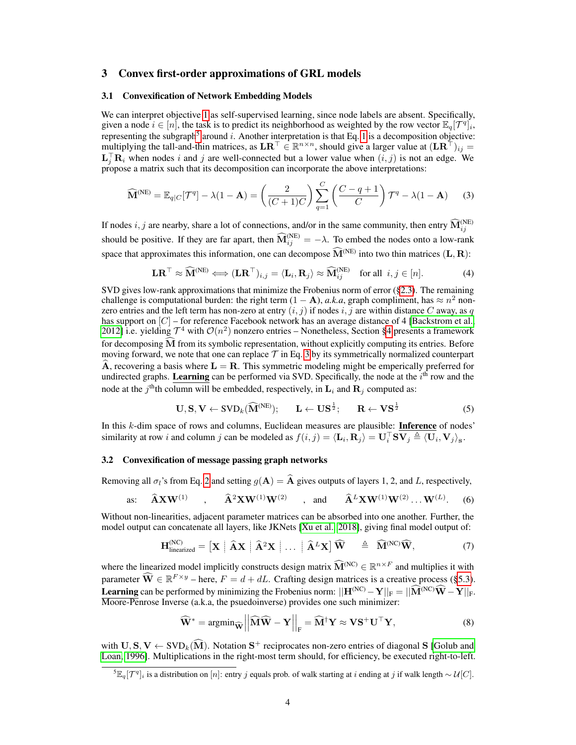## 3 Convex first-order approximations of GRL models

### 3.1 Convexification of Network Embedding Models

We can interpret objective 1 as self-supervised learning, since node labels are absent. Specifically, given a node $i \in [n]$, the task is to predict its neighborhood as weighted by the row vector $\mathbb{E}_q[\mathcal{T}^q]_i$, representing the subgraph[5] around $i$. Another interpretation is that Eq. 1 is a decomposition objective: multiplying the tall-and-thin matrices, as $\mathbf{L}\mathbf{R}^\top \in \mathbb{R}^{n \times n}$, should give a larger value at $(\mathbf{L}\mathbf{R}^\top)_{ij} = \mathbf{L}_j^\top \mathbf{R}_i$ when nodes $i$ and $j$ are well-connected but a lower value when $(i, j)$ is not an edge. We propose a matrix such that its decomposition can incorporate the above interpretations:

$$\widehat{\mathbf{M}}^{(\text{NE})} = \mathbb{E}_{q|C}[\mathcal{T}^q] - \lambda(1 - \mathbf{A}) = \left(\frac{2}{(C+1)C}\right) \sum_{q=1}^{C} \left(\frac{C - q + 1}{C}\right) \mathcal{T}^q - \lambda(1 - \mathbf{A}) \tag{3}$$

If nodes $i, j$ are nearby, share a lot of connections, and/or in the same community, then entry $\widehat{\mathbf{M}}^{(\text{NE})}_{ij}$ should be positive. If they are far apart, then $\widehat{\mathbf{M}}^{(\text{NE})}_{ij} = -\lambda$. To embed the nodes onto a low-rank space that approximates this information, one can decompose $\widehat{\mathbf{M}}^{(\text{NE})}$ into two thin matrices $(\mathbf{L}, \mathbf{R})$:

$$\mathbf{L}\mathbf{R}^\top \approx \widehat{\mathbf{M}}^{(\text{NE})} \Longleftrightarrow (\mathbf{L}\mathbf{R}^\top)_{i,j} = \langle \mathbf{L}_i, \mathbf{R}_j \rangle \approx \widehat{\mathbf{M}}^{(\text{NE})}_{ij} \quad \text{for all } \; i, j \in [n]. \tag{4}$$

SVD gives low-rank approximations that minimize the Frobenius norm of error (§2.3). The remaining challenge is computational burden: the right term $(1 - \mathbf{A})$, *a.k.a*, graph compliment, has $\approx n^2$ non-zero entries and the left term has non-zero at entry $(i, j)$ if nodes $i, j$ are within distance $C$ away, as $q$ has support on $[C]$ – for reference Facebook network has an average distance of 4 [Backstrom et al., 2012] i.e. yielding $\mathcal{T}^4$ with $\mathcal{O}(n^2)$ nonzero entries – Nonetheless, Section §4 presents a framework for decomposing $\widehat{\mathbf{M}}$ from its symbolic representation, without explicitly computing its entries. Before moving forward, we note that one can replace $\mathcal{T}$ in Eq. 3 by its symmetrically normalized counterpart $\widehat{\mathbf{A}}$, recovering a basis where $\mathbf{L} = \mathbf{R}$. This symmetric modeling might be emperically preferred for undirected graphs. **Learning** can be performed via SVD. Specifically, the node at the $i^{\text{th}}$ row and the node at the $j^{\text{th}}$th column will be embedded, respectively, in $\mathbf{L}_i$ and $\mathbf{R}_j$ computed as:

$$\mathbf{U}, \mathbf{S}, \mathbf{V} \leftarrow \text{SVD}_k(\widehat{\mathbf{M}}^{(\text{NE})}); \qquad \mathbf{L} \leftarrow \mathbf{U}\mathbf{S}^{\frac{1}{2}}; \qquad \mathbf{R} \leftarrow \mathbf{V}\mathbf{S}^{\frac{1}{2}} \tag{5}$$

In this $k$-dim space of rows and columns, Euclidean measures are plausible: **Inference** of nodes' similarity at row $i$ and column $j$ can be modeled as $f(i, j) = \langle \mathbf{L}_i, \mathbf{R}_j \rangle = \mathbf{U}_i^\top \mathbf{S} \mathbf{V}_j \triangleq \langle \mathbf{U}_i, \mathbf{V}_j \rangle_{\mathbf{S}}$.

### 3.2 Convexification of message passing graph networks

Removing all $\sigma_l$'s from Eq. 2 and setting $g(\mathbf{A}) = \widehat{\mathbf{A}}$ gives outputs of layers 1, 2, and $L$, respectively,

$$\text{as:} \quad \widehat{\mathbf{A}}\mathbf{X}\mathbf{W}^{(1)} \quad , \quad \widehat{\mathbf{A}}^2\mathbf{X}\mathbf{W}^{(1)}\mathbf{W}^{(2)} \quad , \text{ and } \quad \widehat{\mathbf{A}}^L\mathbf{X}\mathbf{W}^{(1)}\mathbf{W}^{(2)} \dots \mathbf{W}^{(L)}. \tag{6}$$

Without non-linearities, adjacent parameter matrices can be absorbed into one another. Further, the model output can concatenate all layers, like JKNets [Xu et al., 2018], giving final model output of:

$$\mathbf{H}^{(\text{NC})}_{\text{linearized}} = \left[\mathbf{X} \,\vdots\, \widehat{\mathbf{A}}\mathbf{X} \,\vdots\, \widehat{\mathbf{A}}^2\mathbf{X} \,\vdots\, \dots \,\vdots\, \widehat{\mathbf{A}}^L\mathbf{X}\right] \widehat{\mathbf{W}} \quad \triangleq \quad \widehat{\mathbf{M}}^{(\text{NC})}\widehat{\mathbf{W}}, \tag{7}$$

where the linearized model implicitly constructs design matrix $\widehat{\mathbf{M}}^{(\text{NC})} \in \mathbb{R}^{n \times F}$ and multiplies it with parameter $\widehat{\mathbf{W}} \in \mathbb{R}^{F \times y}$ – here, $F = d + dL$. Crafting design matrices is a creative process (§5.3). **Learning** can be performed by minimizing the Frobenius norm: $||\mathbf{H}^{(\text{NC})} - \mathbf{Y}||_{\text{F}} = ||\widehat{\mathbf{M}}^{(\text{NC})}\widehat{\mathbf{W}} - \mathbf{Y}||_{\text{F}}$. Moore-Penrose Inverse (a.k.a, the psuedoinverse) provides one such minimizer:

$$\widehat{\mathbf{W}}^* = \text{argmin}_{\widehat{\mathbf{W}}} \left|\left|\widehat{\mathbf{M}}\widehat{\mathbf{W}} - \mathbf{Y}\right|\right|_{\text{F}} = \widehat{\mathbf{M}}^{\dagger}\mathbf{Y} \approx \mathbf{V}\mathbf{S}^{+}\mathbf{U}^\top\mathbf{Y}, \tag{8}$$

with $\mathbf{U}, \mathbf{S}, \mathbf{V} \leftarrow \text{SVD}_k(\widehat{\mathbf{M}})$. Notation $\mathbf{S}^+$ reciprocates non-zero entries of diagonal $\mathbf{S}$ [Golub and Loan, 1996]. Multiplications in the right-most term should, for efficiency, be executed right-to-left.

[5] $\mathbb{E}_q[\mathcal{T}^q]_i$ is a distribution on $[n]$: entry $j$ equals prob. of walk starting at $i$ ending at $j$ if walk length $\sim \mathcal{U}[C]$.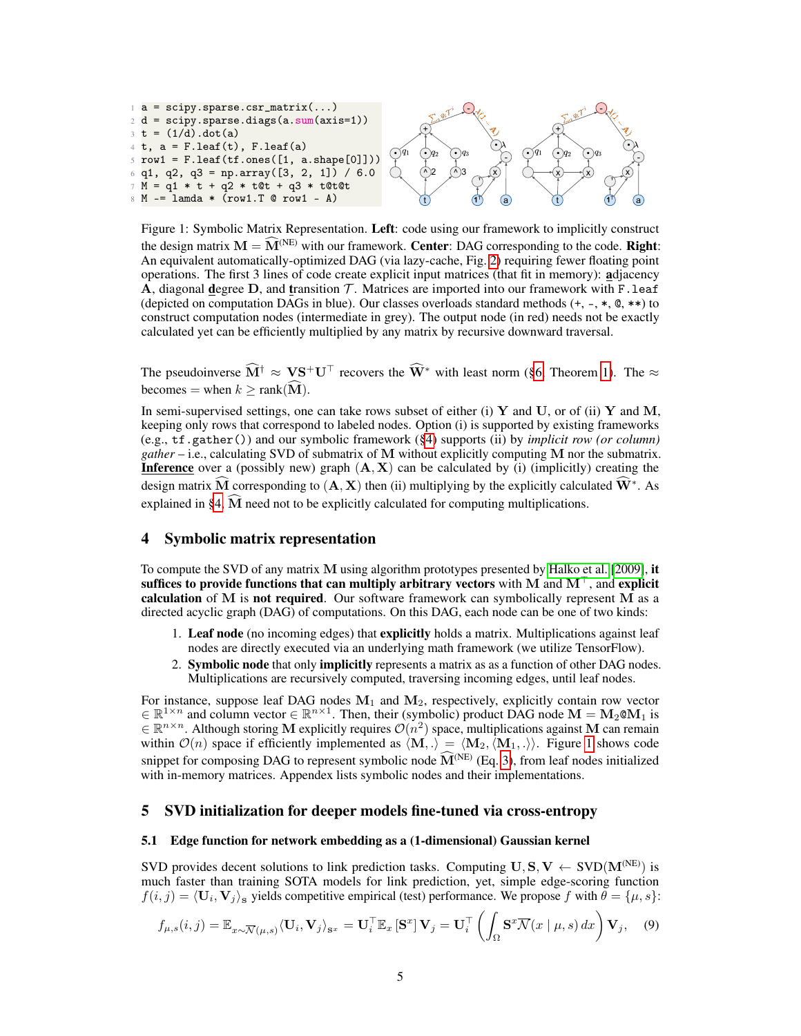```
1 a = scipy.sparse.csr_matrix(...)
2 d = scipy.sparse.diags(a.sum(axis=1))
3 t = (1/d).dot(a)
4 t, a = F.leaf(t), F.leaf(a)
5 row1 = F.leaf(tf.ones([1, a.shape[0]]))
6 q1, q2, q3 = np.array([3, 2, 1]) / 6.0
7 M = q1 * t + q2 * t@t + q3 * t@t@t
8 M -= lamda * (row1.T @ row1 - A)
```

Figure 1: Symbolic Matrix Representation. **Left**: code using our framework to implicitly construct the design matrix $\mathbf{M} = \widehat{\mathbf{M}}^{(\text{NE})}$ with our framework. **Center**: DAG corresponding to the code. **Right**: An equivalent automatically-optimized DAG (via lazy-cache, Fig. 2) requiring fewer floating point operations. The first 3 lines of code create explicit input matrices (that fit in memory): **a**djacency $\mathbf{A}$, diagonal **d**egree $\mathbf{D}$, and **t**ransition $\mathcal{T}$. Matrices are imported into our framework with `F.leaf` (depicted on computation DAGs in blue). Our classes overloads standard methods (+, -, \*, @, \*\*) to construct computation nodes (intermediate in grey). The output node (in red) needs not be exactly calculated yet can be efficiently multiplied by any matrix by recursive downward traversal.

The pseudoinverse $\widehat{\mathbf{M}}^{\dagger} \approx \mathbf{V}\mathbf{S}^{+}\mathbf{U}^{\top}$ recovers the $\widehat{\mathbf{W}}^{*}$ with least norm (§6, Theorem 1). The $\approx$ becomes $=$ when $k \geq \text{rank}(\widehat{\mathbf{M}})$.

In semi-supervised settings, one can take rows subset of either (i) $\mathbf{Y}$ and $\mathbf{U}$, or of (ii) $\mathbf{Y}$ and $\mathbf{M}$, keeping only rows that correspond to labeled nodes. Option (i) is supported by existing frameworks (e.g., `tf.gather()`) and our symbolic framework (§4) supports (ii) by *implicit row (or column) gather* – i.e., calculating SVD of submatrix of $\mathbf{M}$ without explicitly computing $\mathbf{M}$ nor the submatrix. **Inference** over a (possibly new) graph $(\mathbf{A}, \mathbf{X})$ can be calculated by (i) (implicitly) creating the design matrix $\widehat{\mathbf{M}}$ corresponding to $(\mathbf{A}, \mathbf{X})$ then (ii) multiplying by the explicitly calculated $\widehat{\mathbf{W}}^{*}$. As explained in §4, $\widehat{\mathbf{M}}$ need not to be explicitly calculated for computing multiplications.

## 4 Symbolic matrix representation

To compute the SVD of any matrix $\mathbf{M}$ using algorithm prototypes presented by Halko et al. [2009], **it suffices to provide functions that can multiply arbitrary vectors** with $\mathbf{M}$ and $\mathbf{M}^{\top}$, and **explicit calculation** of $\mathbf{M}$ is **not required**. Our software framework can symbolically represent $\mathbf{M}$ as a directed acyclic graph (DAG) of computations. On this DAG, each node can be one of two kinds:

1. **Leaf node** (no incoming edges) that **explicitly** holds a matrix. Multiplications against leaf nodes are directly executed via an underlying math framework (we utilize TensorFlow).
2. **Symbolic node** that only **implicitly** represents a matrix as as a function of other DAG nodes. Multiplications are recursively computed, traversing incoming edges, until leaf nodes.

For instance, suppose leaf DAG nodes $\mathbf{M}_1$ and $\mathbf{M}_2$, respectively, explicitly contain row vector $\in \mathbb{R}^{1 \times n}$ and column vector $\in \mathbb{R}^{n \times 1}$. Then, their (symbolic) product DAG node $\mathbf{M} = \mathbf{M}_2$@$\mathbf{M}_1$ is $\in \mathbb{R}^{n \times n}$. Although storing $\mathbf{M}$ explicitly requires $\mathcal{O}(n^2)$ space, multiplications against $\mathbf{M}$ can remain within $\mathcal{O}(n)$ space if efficiently implemented as $\langle \mathbf{M}, . \rangle = \langle \mathbf{M}_2, \langle \mathbf{M}_1, . \rangle \rangle$. Figure 1 shows code snippet for composing DAG to represent symbolic node $\widehat{\mathbf{M}}^{(\text{NE})}$ (Eq. 3), from leaf nodes initialized with in-memory matrices. Appendex lists symbolic nodes and their implementations.

## 5 SVD initialization for deeper models fine-tuned via cross-entropy

### 5.1 Edge function for network embedding as a (1-dimensional) Gaussian kernel

SVD provides decent solutions to link prediction tasks. Computing $\mathbf{U}, \mathbf{S}, \mathbf{V} \leftarrow \text{SVD}(\mathbf{M}^{(\text{NE})})$ is much faster than training SOTA models for link prediction, yet, simple edge-scoring function $f(i, j) = \langle \mathbf{U}_i, \mathbf{V}_j \rangle_{\mathbf{S}}$ yields competitive empirical (test) performance. We propose $f$ with $\theta = \{\mu, s\}$:

$$f_{\mu,s}(i, j) = \mathbb{E}_{x \sim \overline{\mathcal{N}}(\mu,s)} \langle \mathbf{U}_i, \mathbf{V}_j \rangle_{\mathbf{S}^x} = \mathbf{U}_i^{\top} \mathbb{E}_x \left[ \mathbf{S}^x \right] \mathbf{V}_j = \mathbf{U}_i^{\top} \left( \int_{\Omega} \mathbf{S}^x \overline{\mathcal{N}}(x \mid \mu, s) \, dx \right) \mathbf{V}_j, \quad (9)$$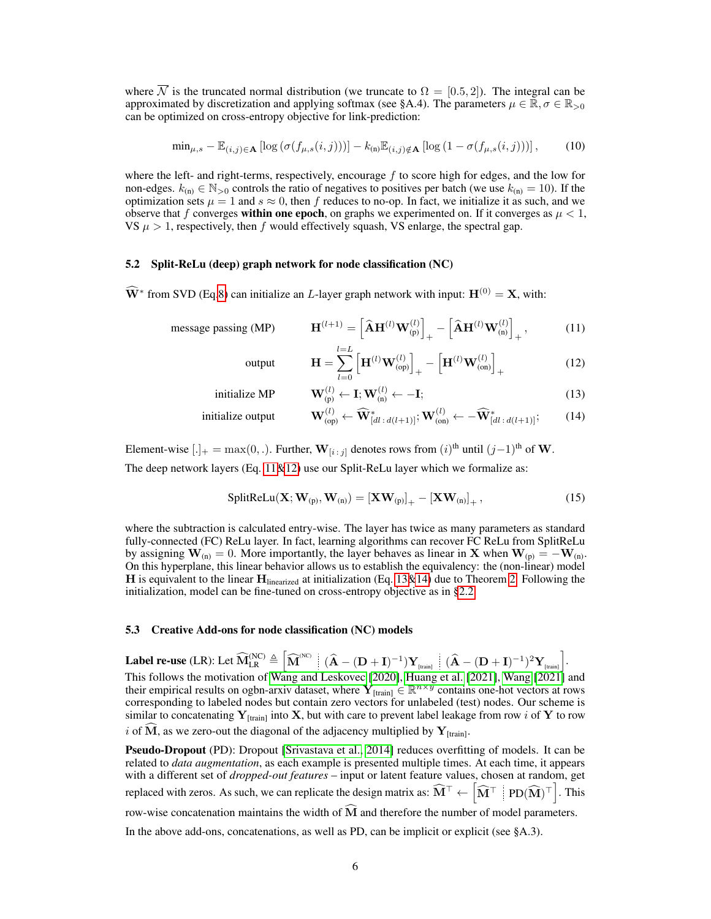where $\overline{\mathcal{N}}$ is the truncated normal distribution (we truncate to $\Omega = [0.5, 2]$). The integral can be approximated by discretization and applying softmax (see §A.4). The parameters $\mu \in \mathbb{R}, \sigma \in \mathbb{R}_{>0}$ can be optimized on cross-entropy objective for link-prediction:

$$\min_{\mu,s} - \mathbb{E}_{(i,j)\in\mathbf{A}} \left[\log\left(\sigma(f_{\mu,s}(i,j))\right)\right] - k_{(\text{n})}\mathbb{E}_{(i,j)\notin\mathbf{A}} \left[\log\left(1 - \sigma(f_{\mu,s}(i,j))\right)\right], \tag{10}$$

where the left- and right-terms, respectively, encourage $f$ to score high for edges, and the low for non-edges. $k_{(\text{n})} \in \mathbb{N}_{>0}$ controls the ratio of negatives to positives per batch (we use $k_{(\text{n})} = 10$). If the optimization sets $\mu = 1$ and $s \approx 0$, then $f$ reduces to no-op. In fact, we initialize it as such, and we observe that $f$ converges **within one epoch**, on graphs we experimented on. If it converges as $\mu < 1$, VS $\mu > 1$, respectively, then $f$ would effectively squash, VS enlarge, the spectral gap.

### 5.2 Split-ReLu (deep) graph network for node classification (NC)

$\widehat{\mathbf{W}}^*$ from SVD (Eq 8) can initialize an $L$-layer graph network with input: $\mathbf{H}^{(0)} = \mathbf{X}$, with:

$$\text{message passing (MP)} \qquad \mathbf{H}^{(l+1)} = \left[\widehat{\mathbf{A}}\mathbf{H}^{(l)}\mathbf{W}^{(l)}_{(\text{p})}\right]_+ - \left[\widehat{\mathbf{A}}\mathbf{H}^{(l)}\mathbf{W}^{(l)}_{(\text{n})}\right]_+, \tag{11}$$

$$\text{output} \qquad \mathbf{H} = \sum_{l=0}^{l=L} \left[\mathbf{H}^{(l)}\mathbf{W}^{(l)}_{(\text{op})}\right]_+ - \left[\mathbf{H}^{(l)}\mathbf{W}^{(l)}_{(\text{on})}\right]_+ \tag{12}$$

$$\text{initialize MP} \qquad \mathbf{W}^{(l)}_{(\text{p})} \leftarrow \mathbf{I}; \mathbf{W}^{(l)}_{(\text{n})} \leftarrow -\mathbf{I}; \tag{13}$$

$$\text{initialize output} \qquad \mathbf{W}^{(l)}_{(\text{op})} \leftarrow \widehat{\mathbf{W}}^*_{[dl\,:\,d(l+1)]}; \mathbf{W}^{(l)}_{(\text{on})} \leftarrow -\widehat{\mathbf{W}}^*_{[dl\,:\,d(l+1)]}; \tag{14}$$

Element-wise $[.]_+ = \max(0, .)$. Further, $\mathbf{W}_{[i\,:\,j]}$ denotes rows from $(i)^{\text{th}}$ until $(j-1)^{\text{th}}$ of $\mathbf{W}$.

The deep network layers (Eq. 11&12) use our Split-ReLu layer which we formalize as:

$$\text{SplitReLu}(\mathbf{X}; \mathbf{W}_{(\text{p})}, \mathbf{W}_{(\text{n})}) = \left[\mathbf{X}\mathbf{W}_{(\text{p})}\right]_+ - \left[\mathbf{X}\mathbf{W}_{(\text{n})}\right]_+, \tag{15}$$

where the subtraction is calculated entry-wise. The layer has twice as many parameters as standard fully-connected (FC) ReLu layer. In fact, learning algorithms can recover FC ReLu from SplitReLu by assigning $\mathbf{W}_{(\text{n})} = 0$. More importantly, the layer behaves as linear in $\mathbf{X}$ when $\mathbf{W}_{(\text{p})} = -\mathbf{W}_{(\text{n})}$. On this hyperplane, this linear behavior allows us to establish the equivalency: the (non-linear) model $\mathbf{H}$ is equivalent to the linear $\mathbf{H}_{\text{linearized}}$ at initialization (Eq. 13&14) due to Theorem 2. Following the initialization, model can be fine-tuned on cross-entropy objective as in §2.2.

### 5.3 Creative Add-ons for node classification (NC) models

**Label re-use** (LR): Let $\widehat{\mathbf{M}}^{(\text{NC})}_{\text{LR}} \triangleq \left[\widehat{\mathbf{M}}^{(\text{NC})} \,\vdots\, (\widehat{\mathbf{A}} - (\mathbf{D}+\mathbf{I})^{-1})\mathbf{Y}_{[\text{train}]} \,\vdots\, (\widehat{\mathbf{A}} - (\mathbf{D}+\mathbf{I})^{-1})^2\mathbf{Y}_{[\text{train}]}\right]$. This follows the motivation of Wang and Leskovec [2020], Huang et al. [2021], Wang [2021] and their empirical results on ogbn-arxiv dataset, where $\mathbf{Y}_{[\text{train}]} \in \mathbb{R}^{n \times y}$ contains one-hot vectors at rows corresponding to labeled nodes but contain zero vectors for unlabeled (test) nodes. Our scheme is similar to concatenating $\mathbf{Y}_{[\text{train}]}$ into $\mathbf{X}$, but with care to prevent label leakage from row $i$ of $\mathbf{Y}$ to row $i$ of $\widehat{\mathbf{M}}$, as we zero-out the diagonal of the adjacency multiplied by $\mathbf{Y}_{[\text{train}]}$.

**Pseudo-Dropout** (PD): Dropout [Srivastava et al., 2014] reduces overfitting of models. It can be related to *data augmentation*, as each example is presented multiple times. At each time, it appears with a different set of *dropped-out features* – input or latent feature values, chosen at random, get replaced with zeros. As such, we can replicate the design matrix as: $\widehat{\mathbf{M}}^\top \leftarrow \left[\widehat{\mathbf{M}}^\top \,\vdots\, \text{PD}(\widehat{\mathbf{M}})^\top\right]$. This row-wise concatenation maintains the width of $\widehat{\mathbf{M}}$ and therefore the number of model parameters.

In the above add-ons, concatenations, as well as PD, can be implicit or explicit (see §A.3).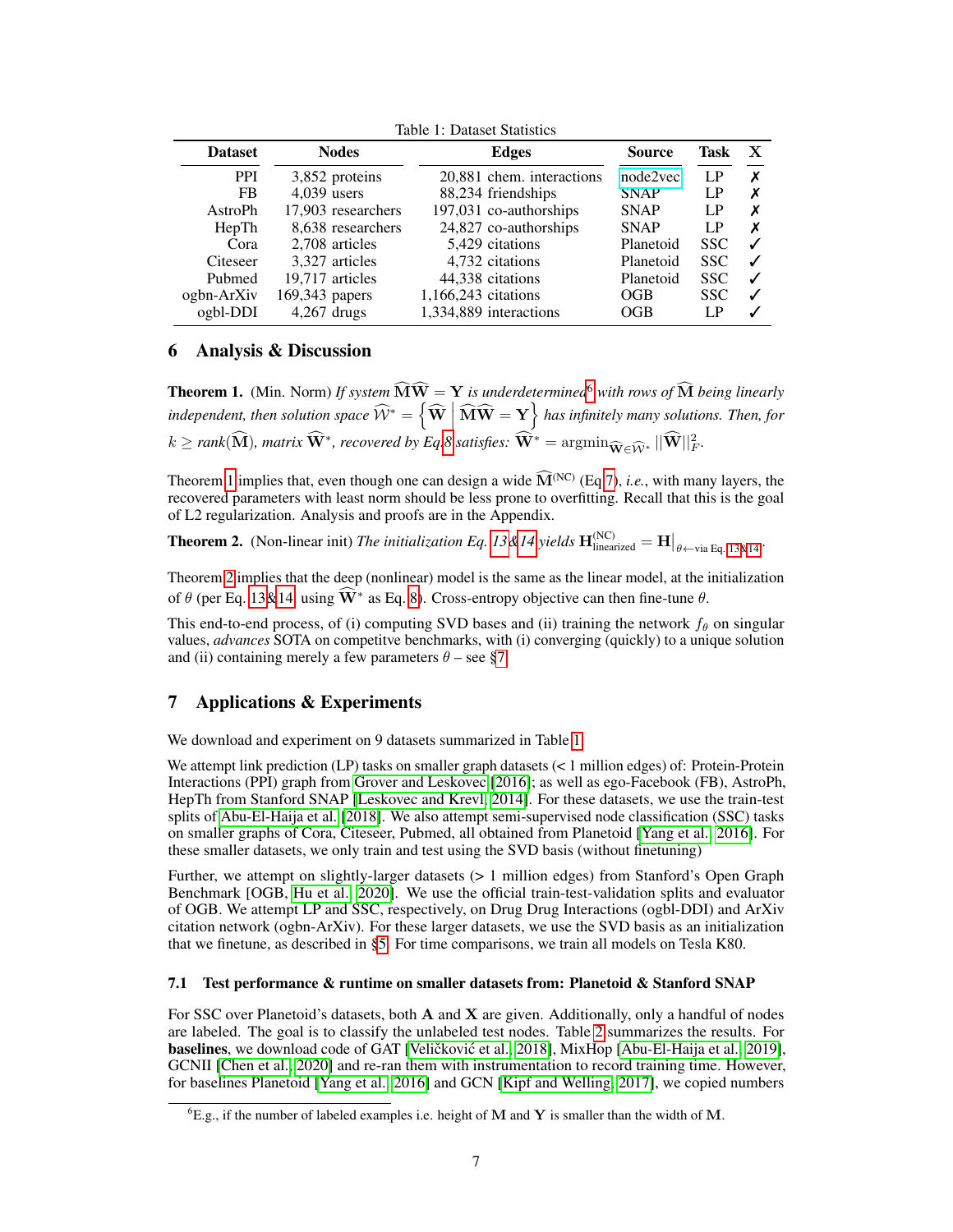Table 1: Dataset Statistics

| Dataset | Nodes | Edges | Source | Task | X |
|---|---|---|---|---|---|
| PPI | 3,852 proteins | 20,881 chem. interactions | node2vec | LP | ✗ |
| FB | 4,039 users | 88,234 friendships | SNAP | LP | ✗ |
| AstroPh | 17,903 researchers | 197,031 co-authorships | SNAP | LP | ✗ |
| HepTh | 8,638 researchers | 24,827 co-authorships | SNAP | LP | ✗ |
| Cora | 2,708 articles | 5,429 citations | Planetoid | SSC | ✓ |
| Citeseer | 3,327 articles | 4,732 citations | Planetoid | SSC | ✓ |
| Pubmed | 19,717 articles | 44,338 citations | Planetoid | SSC | ✓ |
| ogbn-ArXiv | 169,343 papers | 1,166,243 citations | OGB | SSC | ✓ |
| ogbl-DDI | 4,267 drugs | 1,334,889 interactions | OGB | LP | ✓ |

## 6 Analysis & Discussion

**Theorem 1.** (Min. Norm) *If system* $\widehat{\mathbf{M}}\widehat{\mathbf{W}} = \mathbf{Y}$ *is underdetermined*[6] *with rows of* $\widehat{\mathbf{M}}$ *being linearly independent, then solution space* $\widehat{\mathcal{W}}^* = \left\{ \widehat{\mathbf{W}} \;\middle|\; \widehat{\mathbf{M}}\widehat{\mathbf{W}} = \mathbf{Y} \right\}$ *has infinitely many solutions. Then, for* $k \geq \text{rank}(\widehat{\mathbf{M}})$*, matrix* $\widehat{\mathbf{W}}^*$*, recovered by Eq. 8 satisfies:* $\widehat{\mathbf{W}}^* = \text{argmin}_{\widehat{\mathbf{W}} \in \widehat{\mathcal{W}}^*} ||\widehat{\mathbf{W}}||_F^2$.

Theorem 1 implies that, even though one can design a wide $\widehat{\mathbf{M}}^{(\text{NC})}$ (Eq 7), *i.e.*, with many layers, the recovered parameters with least norm should be less prone to overfitting. Recall that this is the goal of L2 regularization. Analysis and proofs are in the Appendix.

**Theorem 2.** (Non-linear init) *The initialization Eq. 13 & 14 yields* $\mathbf{H}^{(\text{NC})}_{\text{linearized}} = \mathbf{H}\big|_{\theta \leftarrow \text{via Eq. 13\&14}}$.

Theorem 2 implies that the deep (nonlinear) model is the same as the linear model, at the initialization of $\theta$ (per Eq. 13 & 14, using $\widehat{\mathbf{W}}^*$ as Eq. 8). Cross-entropy objective can then fine-tune $\theta$.

This end-to-end process, of (i) computing SVD bases and (ii) training the network $f_\theta$ on singular values, *advances* SOTA on competitve benchmarks, with (i) converging (quickly) to a unique solution and (ii) containing merely a few parameters $\theta$ – see §7.

## 7 Applications & Experiments

We download and experiment on 9 datasets summarized in Table 1.

We attempt link prediction (LP) tasks on smaller graph datasets (< 1 million edges) of: Protein-Protein Interactions (PPI) graph from Grover and Leskovec [2016]; as well as ego-Facebook (FB), AstroPh, HepTh from Stanford SNAP [Leskovec and Krevl, 2014]. For these datasets, we use the train-test splits of Abu-El-Haija et al. [2018]. We also attempt semi-supervised node classification (SSC) tasks on smaller graphs of Cora, Citeseer, Pubmed, all obtained from Planetoid [Yang et al., 2016]. For these smaller datasets, we only train and test using the SVD basis (without finetuning)

Further, we attempt on slightly-larger datasets (> 1 million edges) from Stanford's Open Graph Benchmark [OGB, Hu et al., 2020]. We use the official train-test-validation splits and evaluator of OGB. We attempt LP and SSC, respectively, on Drug Drug Interactions (ogbl-DDI) and ArXiv citation network (ogbn-ArXiv). For these larger datasets, we use the SVD basis as an initialization that we finetune, as described in §5. For time comparisons, we train all models on Tesla K80.

### 7.1 Test performance & runtime on smaller datasets from: Planetoid & Stanford SNAP

For SSC over Planetoid's datasets, both $\mathbf{A}$ and $\mathbf{X}$ are given. Additionally, only a handful of nodes are labeled. The goal is to classify the unlabeled test nodes. Table 2 summarizes the results. For **baselines**, we download code of GAT [Veličković et al., 2018], MixHop [Abu-El-Haija et al., 2019], GCNII [Chen et al., 2020] and re-ran them with instrumentation to record training time. However, for baselines Planetoid [Yang et al., 2016] and GCN [Kipf and Welling, 2017], we copied numbers

[6] E.g., if the number of labeled examples i.e. height of $\mathbf{M}$ and $\mathbf{Y}$ is smaller than the width of $\mathbf{M}$.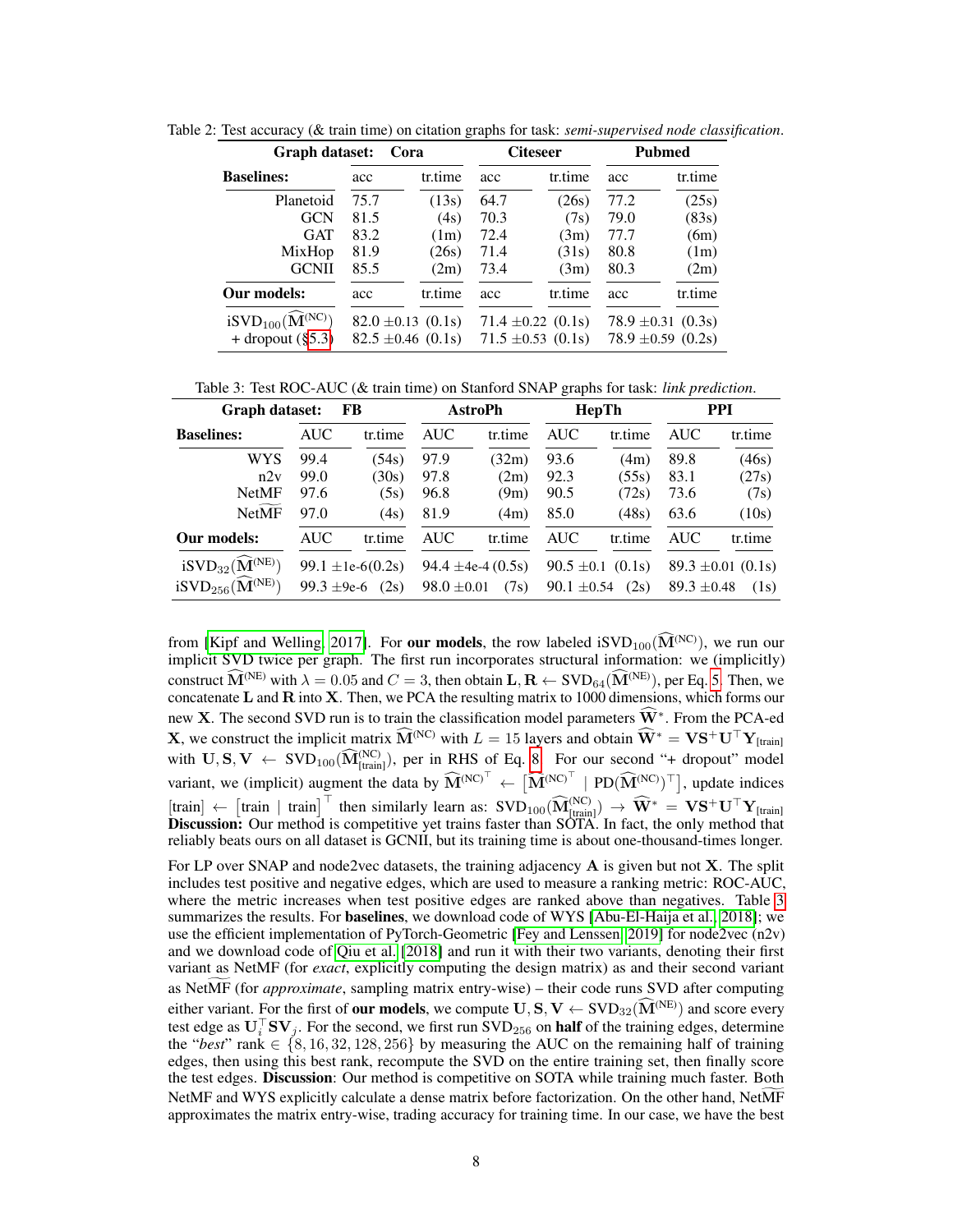Table 2: Test accuracy (& train time) on citation graphs for task: *semi-supervised node classification*.

| **Graph dataset:** | **Cora** | | **Citeseer** | | **Pubmed** | |
|---|---|---|---|---|---|---|
| **Baselines:** | acc | tr.time | acc | tr.time | acc | tr.time |
| Planetoid | 75.7 | (13s) | 64.7 | (26s) | 77.2 | (25s) |
| GCN | 81.5 | (4s) | 70.3 | (7s) | 79.0 | (83s) |
| GAT | 83.2 | (1m) | 72.4 | (3m) | 77.7 | (6m) |
| MixHop | 81.9 | (26s) | 71.4 | (31s) | 80.8 | (1m) |
| GCNII | 85.5 | (2m) | 73.4 | (3m) | 80.3 | (2m) |
| **Our models:** | acc | tr.time | acc | tr.time | acc | tr.time |
| $\text{iSVD}_{100}(\widehat{\mathbf{M}}^{(\text{NC})})$ | 82.0 $\pm$0.13 | (0.1s) | 71.4 $\pm$0.22 | (0.1s) | 78.9 $\pm$0.31 | (0.3s) |
| + dropout (§5.3) | 82.5 $\pm$0.46 | (0.1s) | 71.5 $\pm$0.53 | (0.1s) | 78.9 $\pm$0.59 | (0.2s) |

Table 3: Test ROC-AUC (& train time) on Stanford SNAP graphs for task: *link prediction*.

| **Graph dataset:** | **FB** | | **AstroPh** | | **HepTh** | | **PPI** | |
|---|---|---|---|---|---|---|---|---|
| **Baselines:** | AUC | tr.time | AUC | tr.time | AUC | tr.time | AUC | tr.time |
| WYS | 99.4 | (54s) | 97.9 | (32m) | 93.6 | (4m) | 89.8 | (46s) |
| n2v | 99.0 | (30s) | 97.8 | (2m) | 92.3 | (55s) | 83.1 | (27s) |
| NetMF | 97.6 | (5s) | 96.8 | (9m) | 90.5 | (72s) | 73.6 | (7s) |
| Net$\widetilde{\text{MF}}$ | 97.0 | (4s) | 81.9 | (4m) | 85.0 | (48s) | 63.6 | (10s) |
| **Our models:** | AUC | tr.time | AUC | tr.time | AUC | tr.time | AUC | tr.time |
| $\text{iSVD}_{32}(\widehat{\mathbf{M}}^{(\text{NE})})$ | 99.1 $\pm$1e-6 | (0.2s) | 94.4 $\pm$4e-4 | (0.5s) | 90.5 $\pm$0.1 | (0.1s) | 89.3 $\pm$0.01 | (0.1s) |
| $\text{iSVD}_{256}(\widehat{\mathbf{M}}^{(\text{NE})})$ | 99.3 $\pm$9e-6 | (2s) | 98.0 $\pm$0.01 | (7s) | 90.1 $\pm$0.54 | (2s) | 89.3 $\pm$0.48 | (1s) |

from [Kipf and Welling, 2017]. For **our models**, the row labeled $\text{iSVD}_{100}(\widehat{\mathbf{M}}^{(\text{NC})})$, we run our implicit SVD twice per graph. The first run incorporates structural information: we (implicitly) construct $\widehat{\mathbf{M}}^{(\text{NE})}$ with $\lambda = 0.05$ and $C = 3$, then obtain $\mathbf{L}, \mathbf{R} \leftarrow \text{SVD}_{64}(\widehat{\mathbf{M}}^{(\text{NE})})$, per Eq. 5. Then, we concatenate $\mathbf{L}$ and $\mathbf{R}$ into $\mathbf{X}$. Then, we PCA the resulting matrix to 1000 dimensions, which forms our new $\mathbf{X}$. The second SVD run is to train the classification model parameters $\widehat{\mathbf{W}}^*$. From the PCA-ed $\mathbf{X}$, we construct the implicit matrix $\widehat{\mathbf{M}}^{(\text{NC})}$ with $L = 15$ layers and obtain $\widehat{\mathbf{W}}^* = \mathbf{V}\mathbf{S}^+\mathbf{U}^\top\mathbf{Y}_{[\text{train}]}$ with $\mathbf{U}, \mathbf{S}, \mathbf{V} \leftarrow \text{SVD}_{100}(\widehat{\mathbf{M}}^{(\text{NC})}_{[\text{train}]})$, per in RHS of Eq. 8. For our second "+ dropout" model variant, we (implicit) augment the data by $\widehat{\mathbf{M}}^{(\text{NC})^\top} \leftarrow \left[\widehat{\mathbf{M}}^{(\text{NC})^\top} \mid \text{PD}(\widehat{\mathbf{M}}^{(\text{NC})})^\top\right]$, update indices $[\text{train}] \leftarrow [\text{train} \mid \text{train}]^\top$ then similarly learn as: $\text{SVD}_{100}(\widehat{\mathbf{M}}^{(\text{NC})}_{[\text{train}]}) \rightarrow \widehat{\mathbf{W}}^* = \mathbf{V}\mathbf{S}^+\mathbf{U}^\top\mathbf{Y}_{[\text{train}]}$ **Discussion:** Our method is competitive yet trains faster than SOTA. In fact, the only method that reliably beats ours on all dataset is GCNII, but its training time is about one-thousand-times longer.

For LP over SNAP and node2vec datasets, the training adjacency $\mathbf{A}$ is given but not $\mathbf{X}$. The split includes test positive and negative edges, which are used to measure a ranking metric: ROC-AUC, where the metric increases when test positive edges are ranked above than negatives. Table 3 summarizes the results. For **baselines**, we download code of WYS [Abu-El-Haija et al., 2018]; we use the efficient implementation of PyTorch-Geometric [Fey and Lenssen, 2019] for node2vec (n2v) and we download code of Qiu et al. [2018] and run it with their two variants, denoting their first variant as NetMF (for *exact*, explicitly computing the design matrix) as and their second variant as Net$\widetilde{\text{MF}}$ (for *approximate*, sampling matrix entry-wise) – their code runs SVD after computing either variant. For the first of **our models**, we compute $\mathbf{U}, \mathbf{S}, \mathbf{V} \leftarrow \text{SVD}_{32}(\widehat{\mathbf{M}}^{(\text{NE})})$ and score every test edge as $\mathbf{U}_i^\top \mathbf{S} \mathbf{V}_j$. For the second, we first run $\text{SVD}_{256}$ on **half** of the training edges, determine the "*best*" rank $\in \{8, 16, 32, 128, 256\}$ by measuring the AUC on the remaining half of training edges, then using this best rank, recompute the SVD on the entire training set, then finally score the test edges. **Discussion**: Our method is competitive on SOTA while training much faster. Both NetMF and WYS explicitly calculate a dense matrix before factorization. On the other hand, Net$\widetilde{\text{MF}}$ approximates the matrix entry-wise, trading accuracy for training time. In our case, we have the best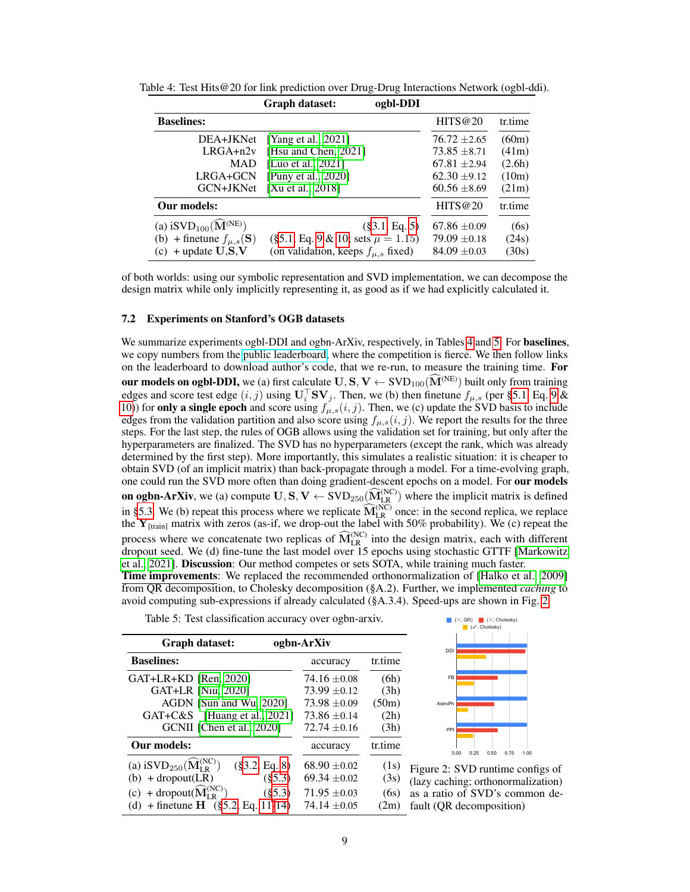Table 4: Test Hits@20 for link prediction over Drug-Drug Interactions Network (ogbl-ddi).

| Graph dataset: | ogbl-DDI | | |
|---|---|---|---|
| **Baselines:** | | HITS@20 | tr.time |
| DEA+JKNet | [Yang et al., 2021] | 76.72 ±2.65 | (60m) |
| LRGA+n2v | [Hsu and Chen, 2021] | 73.85 ±8.71 | (41m) |
| MAD | [Luo et al., 2021] | 67.81 ±2.94 | (2.6h) |
| LRGA+GCN | [Puny et al., 2020] | 62.30 ±9.12 | (10m) |
| GCN+JKNet | [Xu et al., 2018] | 60.56 ±8.69 | (21m) |
| **Our models:** | | HITS@20 | tr.time |
| (a) iSVD$_{100}(\widehat{\mathbf{M}}^{(\text{NE})})$ | (§3.1, Eq. 5) | 67.86 ±0.09 | (6s) |
| (b) + finetune $f_{\mu,s}(\mathbf{S})$ | (§5.1, Eq. 9 & 10; sets $\mu = 1.15$) | 79.09 ±0.18 | (24s) |
| (c) + update $\mathbf{U}$,$\mathbf{S}$,$\mathbf{V}$ | (on validation, keeps $f_{\mu,s}$ fixed) | 84.09 ±0.03 | (30s) |

of both worlds: using our symbolic representation and SVD implementation, we can decompose the design matrix while only implicitly representing it, as good as if we had explicitly calculated it.

### 7.2 Experiments on Stanford's OGB datasets

We summarize experiments ogbl-DDI and ogbn-ArXiv, respectively, in Tables 4 and 5. For **baselines**, we copy numbers from the public leaderboard, where the competition is fierce. We then follow links on the leaderboard to download author's code, that we re-run, to measure the training time. **For our models on ogbl-DDI,** we (a) first calculate $\mathbf{U}, \mathbf{S}, \mathbf{V} \leftarrow \text{SVD}_{100}(\widehat{\mathbf{M}}^{(\text{NE})})$ built only from training edges and score test edge $(i, j)$ using $\mathbf{U}_i^\top \mathbf{S} \mathbf{V}_j$. Then, we (b) then finetune $f_{\mu,s}$ (per §5.1, Eq. 9 & 10)) for **only a single epoch** and score using $f_{\mu,s}(i, j)$. Then, we (c) update the SVD basis to include edges from the validation partition and also score using $f_{\mu,s}(i, j)$. We report the results for the three steps. For the last step, the rules of OGB allows using the validation set for training, but only after the hyperparameters are finalized. The SVD has no hyperparameters (except the rank, which was already determined by the first step). More importantly, this simulates a realistic situation: it is cheaper to obtain SVD (of an implicit matrix) than back-propagate through a model. For a time-evolving graph, one could run the SVD more often than doing gradient-descent epochs on a model. For **our models on ogbn-ArXiv**, we (a) compute $\mathbf{U}, \mathbf{S}, \mathbf{V} \leftarrow \text{SVD}_{250}(\widehat{\mathbf{M}}_{\text{LR}}^{(\text{NC})})$ where the implicit matrix is defined in §5.3. We (b) repeat this process where we replicate $\widehat{\mathbf{M}}_{\text{LR}}^{(\text{NC})}$ once: in the second replica, we replace the $\mathbf{Y}_{[\text{train}]}$ matrix with zeros (as-if, we drop-out the label with 50% probability). We (c) repeat the process where we concatenate two replicas of $\widehat{\mathbf{M}}_{\text{LR}}^{(\text{NC})}$ into the design matrix, each with different dropout seed. We (d) fine-tune the last model over 15 epochs using stochastic GTTF [Markowitz et al., 2021]. **Discussion**: Our method competes or sets SOTA, while training much faster.
**Time improvements**: We replaced the recommended orthonormalization of [Halko et al., 2009] from QR decomposition, to Cholesky decomposition (§A.2). Further, we implemented *caching* to avoid computing sub-expressions if already calculated (§A.3.4). Speed-ups are shown in Fig. 2.

Table 5: Test classification accuracy over ogbn-arxiv.

| Graph dataset: | ogbn-ArXiv | | |
|---|---|---|---|
| **Baselines:** | | accuracy | tr.time |
| GAT+LR+KD | [Ren, 2020] | 74.16 ±0.08 | (6h) |
| GAT+LR | [Niu, 2020] | 73.99 ±0.12 | (3h) |
| AGDN | [Sun and Wu, 2020] | 73.98 ±0.09 | (50m) |
| GAT+C&S | [Huang et al., 2021] | 73.86 ±0.14 | (2h) |
| GCNII | [Chen et al., 2020] | 72.74 ±0.16 | (3h) |
| **Our models:** | | accuracy | tr.time |
| (a) iSVD$_{250}(\widehat{\mathbf{M}}_{\text{LR}}^{(\text{NC})})$ | (§3.2, Eq. 8) | 68.90 ±0.02 | (1s) |
| (b) + dropout(LR) | (§5.3) | 69.34 ±0.02 | (3s) |
| (c) + dropout($\widehat{\mathbf{M}}_{\text{LR}}^{(\text{NC})}$) | (§5.3) | 71.95 ±0.03 | (6s) |
| (d) + finetune $\mathbf{H}$ | (§5.2, Eq. 11-14) | 74.14 ±0.05 | (2m) |

Figure 2: SVD runtime configs of (lazy caching; orthonormalization) as a ratio of SVD's common default (QR decomposition)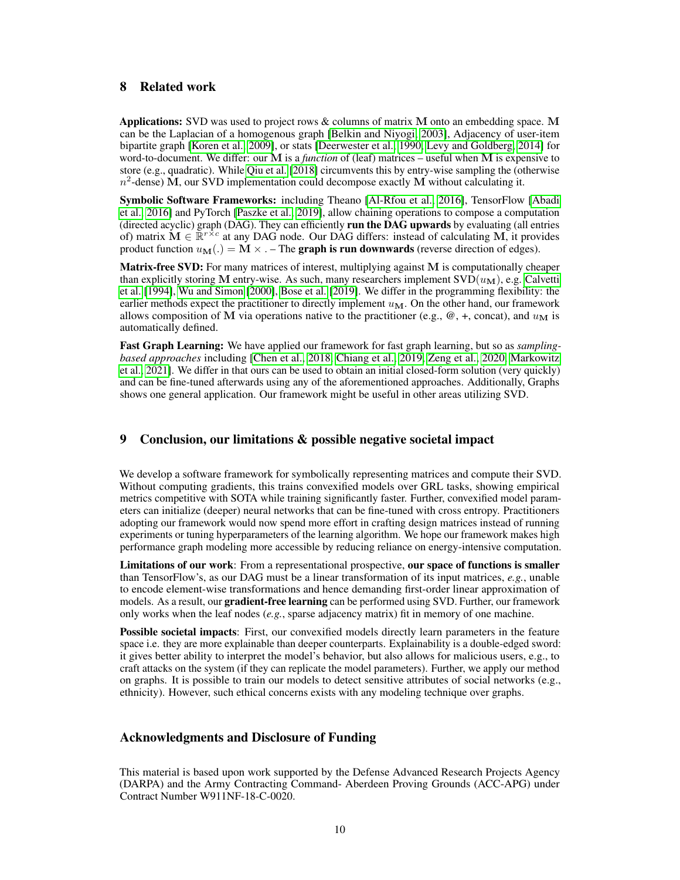## 8 Related work

**Applications:** SVD was used to project rows & columns of matrix $\mathbf{M}$ onto an embedding space. $\mathbf{M}$ can be the Laplacian of a homogenous graph [Belkin and Niyogi, 2003], Adjacency of user-item bipartite graph [Koren et al., 2009], or stats [Deerwester et al., 1990, Levy and Goldberg, 2014] for word-to-document. We differ: our $\mathbf{M}$ is a *function* of (leaf) matrices – useful when $\mathbf{M}$ is expensive to store (e.g., quadratic). While Qiu et al. [2018] circumvents this by entry-wise sampling the (otherwise $n^2$-dense) $\mathbf{M}$, our SVD implementation could decompose exactly $\mathbf{M}$ without calculating it.

**Symbolic Software Frameworks:** including Theano [Al-Rfou et al., 2016], TensorFlow [Abadi et al., 2016] and PyTorch [Paszke et al., 2019], allow chaining operations to compose a computation (directed acyclic) graph (DAG). They can efficiently **run the DAG upwards** by evaluating (all entries of) matrix $\mathbf{M} \in \mathbb{R}^{r \times c}$ at any DAG node. Our DAG differs: instead of calculating $\mathbf{M}$, it provides product function $u_{\mathbf{M}}(.) = \mathbf{M} \times .$ – The **graph is run downwards** (reverse direction of edges).

**Matrix-free SVD:** For many matrices of interest, multiplying against $\mathbf{M}$ is computationally cheaper than explicitly storing $\mathbf{M}$ entry-wise. As such, many researchers implement $\text{SVD}(u_{\mathbf{M}})$, e.g. Calvetti et al. [1994], Wu and Simon [2000], Bose et al. [2019]. We differ in the programming flexibility: the earlier methods expect the practitioner to directly implement $u_{\mathbf{M}}$. On the other hand, our framework allows composition of $\mathbf{M}$ via operations native to the practitioner (e.g., @, +, concat), and $u_{\mathbf{M}}$ is automatically defined.

**Fast Graph Learning:** We have applied our framework for fast graph learning, but so as *sampling-based approaches* including [Chen et al., 2018, Chiang et al., 2019, Zeng et al., 2020, Markowitz et al., 2021]. We differ in that ours can be used to obtain an initial closed-form solution (very quickly) and can be fine-tuned afterwards using any of the aforementioned approaches. Additionally, Graphs shows one general application. Our framework might be useful in other areas utilizing SVD.

## 9 Conclusion, our limitations & possible negative societal impact

We develop a software framework for symbolically representing matrices and compute their SVD. Without computing gradients, this trains convexified models over GRL tasks, showing empirical metrics competitive with SOTA while training significantly faster. Further, convexified model parameters can initialize (deeper) neural networks that can be fine-tuned with cross entropy. Practitioners adopting our framework would now spend more effort in crafting design matrices instead of running experiments or tuning hyperparameters of the learning algorithm. We hope our framework makes high performance graph modeling more accessible by reducing reliance on energy-intensive computation.

**Limitations of our work**: From a representational prospective, **our space of functions is smaller** than TensorFlow's, as our DAG must be a linear transformation of its input matrices, *e.g.*, unable to encode element-wise transformations and hence demanding first-order linear approximation of models. As a result, our **gradient-free learning** can be performed using SVD. Further, our framework only works when the leaf nodes (*e.g.*, sparse adjacency matrix) fit in memory of one machine.

**Possible societal impacts**: First, our convexified models directly learn parameters in the feature space i.e. they are more explainable than deeper counterparts. Explainability is a double-edged sword: it gives better ability to interpret the model's behavior, but also allows for malicious users, e.g., to craft attacks on the system (if they can replicate the model parameters). Further, we apply our method on graphs. It is possible to train our models to detect sensitive attributes of social networks (e.g., ethnicity). However, such ethical concerns exists with any modeling technique over graphs.

## Acknowledgments and Disclosure of Funding

This material is based upon work supported by the Defense Advanced Research Projects Agency (DARPA) and the Army Contracting Command- Aberdeen Proving Grounds (ACC-APG) under Contract Number W911NF-18-C-0020.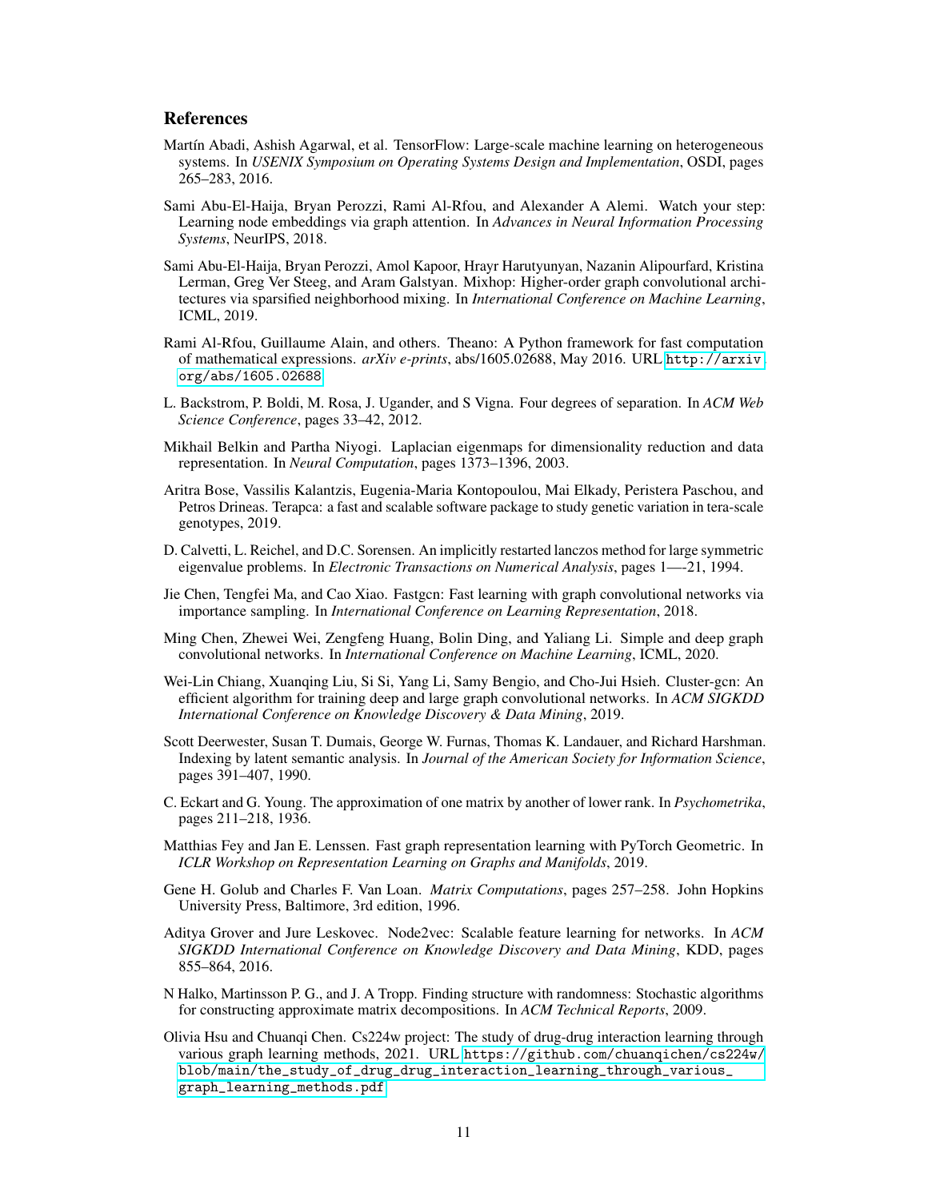## References

Martín Abadi, Ashish Agarwal, et al. TensorFlow: Large-scale machine learning on heterogeneous systems. In *USENIX Symposium on Operating Systems Design and Implementation*, OSDI, pages 265–283, 2016.

Sami Abu-El-Haija, Bryan Perozzi, Rami Al-Rfou, and Alexander A Alemi. Watch your step: Learning node embeddings via graph attention. In *Advances in Neural Information Processing Systems*, NeurIPS, 2018.

Sami Abu-El-Haija, Bryan Perozzi, Amol Kapoor, Hrayr Harutyunyan, Nazanin Alipourfard, Kristina Lerman, Greg Ver Steeg, and Aram Galstyan. Mixhop: Higher-order graph convolutional architectures via sparsified neighborhood mixing. In *International Conference on Machine Learning*, ICML, 2019.

Rami Al-Rfou, Guillaume Alain, and others. Theano: A Python framework for fast computation of mathematical expressions. *arXiv e-prints*, abs/1605.02688, May 2016. URL `http://arxiv.org/abs/1605.02688`.

L. Backstrom, P. Boldi, M. Rosa, J. Ugander, and S Vigna. Four degrees of separation. In *ACM Web Science Conference*, pages 33–42, 2012.

Mikhail Belkin and Partha Niyogi. Laplacian eigenmaps for dimensionality reduction and data representation. In *Neural Computation*, pages 1373–1396, 2003.

Aritra Bose, Vassilis Kalantzis, Eugenia-Maria Kontopoulou, Mai Elkady, Peristera Paschou, and Petros Drineas. Terapca: a fast and scalable software package to study genetic variation in tera-scale genotypes, 2019.

D. Calvetti, L. Reichel, and D.C. Sorensen. An implicitly restarted lanczos method for large symmetric eigenvalue problems. In *Electronic Transactions on Numerical Analysis*, pages 1—-21, 1994.

Jie Chen, Tengfei Ma, and Cao Xiao. Fastgcn: Fast learning with graph convolutional networks via importance sampling. In *International Conference on Learning Representation*, 2018.

Ming Chen, Zhewei Wei, Zengfeng Huang, Bolin Ding, and Yaliang Li. Simple and deep graph convolutional networks. In *International Conference on Machine Learning*, ICML, 2020.

Wei-Lin Chiang, Xuanqing Liu, Si Si, Yang Li, Samy Bengio, and Cho-Jui Hsieh. Cluster-gcn: An efficient algorithm for training deep and large graph convolutional networks. In *ACM SIGKDD International Conference on Knowledge Discovery & Data Mining*, 2019.

Scott Deerwester, Susan T. Dumais, George W. Furnas, Thomas K. Landauer, and Richard Harshman. Indexing by latent semantic analysis. In *Journal of the American Society for Information Science*, pages 391–407, 1990.

C. Eckart and G. Young. The approximation of one matrix by another of lower rank. In *Psychometrika*, pages 211–218, 1936.

Matthias Fey and Jan E. Lenssen. Fast graph representation learning with PyTorch Geometric. In *ICLR Workshop on Representation Learning on Graphs and Manifolds*, 2019.

Gene H. Golub and Charles F. Van Loan. *Matrix Computations*, pages 257–258. John Hopkins University Press, Baltimore, 3rd edition, 1996.

Aditya Grover and Jure Leskovec. Node2vec: Scalable feature learning for networks. In *ACM SIGKDD International Conference on Knowledge Discovery and Data Mining*, KDD, pages 855–864, 2016.

N Halko, Martinsson P. G., and J. A Tropp. Finding structure with randomness: Stochastic algorithms for constructing approximate matrix decompositions. In *ACM Technical Reports*, 2009.

Olivia Hsu and Chuanqi Chen. Cs224w project: The study of drug-drug interaction learning through various graph learning methods, 2021. URL `https://github.com/chuanqichen/cs224w/blob/main/the_study_of_drug_drug_interaction_learning_through_various_graph_learning_methods.pdf`.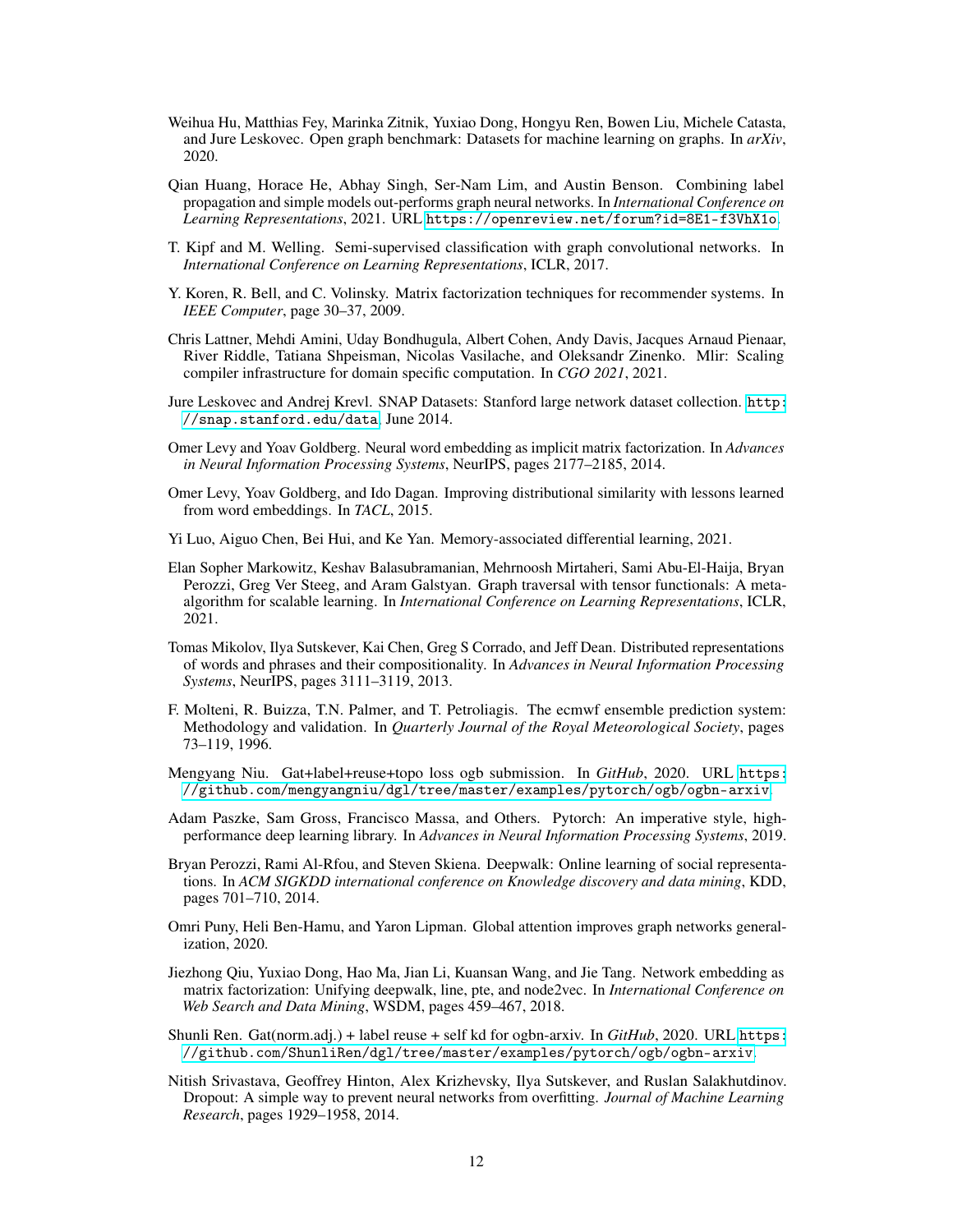Weihua Hu, Matthias Fey, Marinka Zitnik, Yuxiao Dong, Hongyu Ren, Bowen Liu, Michele Catasta, and Jure Leskovec. Open graph benchmark: Datasets for machine learning on graphs. In *arXiv*, 2020.

Qian Huang, Horace He, Abhay Singh, Ser-Nam Lim, and Austin Benson. Combining label propagation and simple models out-performs graph neural networks. In *International Conference on Learning Representations*, 2021. URL `https://openreview.net/forum?id=8E1-f3VhX1o`.

T. Kipf and M. Welling. Semi-supervised classification with graph convolutional networks. In *International Conference on Learning Representations*, ICLR, 2017.

Y. Koren, R. Bell, and C. Volinsky. Matrix factorization techniques for recommender systems. In *IEEE Computer*, page 30–37, 2009.

Chris Lattner, Mehdi Amini, Uday Bondhugula, Albert Cohen, Andy Davis, Jacques Arnaud Pienaar, River Riddle, Tatiana Shpeisman, Nicolas Vasilache, and Oleksandr Zinenko. Mlir: Scaling compiler infrastructure for domain specific computation. In *CGO 2021*, 2021.

Jure Leskovec and Andrej Krevl. SNAP Datasets: Stanford large network dataset collection. `http://snap.stanford.edu/data`, June 2014.

Omer Levy and Yoav Goldberg. Neural word embedding as implicit matrix factorization. In *Advances in Neural Information Processing Systems*, NeurIPS, pages 2177–2185, 2014.

Omer Levy, Yoav Goldberg, and Ido Dagan. Improving distributional similarity with lessons learned from word embeddings. In *TACL*, 2015.

Yi Luo, Aiguo Chen, Bei Hui, and Ke Yan. Memory-associated differential learning, 2021.

Elan Sopher Markowitz, Keshav Balasubramanian, Mehrnoosh Mirtaheri, Sami Abu-El-Haija, Bryan Perozzi, Greg Ver Steeg, and Aram Galstyan. Graph traversal with tensor functionals: A meta-algorithm for scalable learning. In *International Conference on Learning Representations*, ICLR, 2021.

Tomas Mikolov, Ilya Sutskever, Kai Chen, Greg S Corrado, and Jeff Dean. Distributed representations of words and phrases and their compositionality. In *Advances in Neural Information Processing Systems*, NeurIPS, pages 3111–3119, 2013.

F. Molteni, R. Buizza, T.N. Palmer, and T. Petroliagis. The ecmwf ensemble prediction system: Methodology and validation. In *Quarterly Journal of the Royal Meteorological Society*, pages 73–119, 1996.

Mengyang Niu. Gat+label+reuse+topo loss ogb submission. In *GitHub*, 2020. URL `https://github.com/mengyangniu/dgl/tree/master/examples/pytorch/ogb/ogbn-arxiv`.

Adam Paszke, Sam Gross, Francisco Massa, and Others. Pytorch: An imperative style, high-performance deep learning library. In *Advances in Neural Information Processing Systems*, 2019.

Bryan Perozzi, Rami Al-Rfou, and Steven Skiena. Deepwalk: Online learning of social representations. In *ACM SIGKDD international conference on Knowledge discovery and data mining*, KDD, pages 701–710, 2014.

Omri Puny, Heli Ben-Hamu, and Yaron Lipman. Global attention improves graph networks generalization, 2020.

Jiezhong Qiu, Yuxiao Dong, Hao Ma, Jian Li, Kuansan Wang, and Jie Tang. Network embedding as matrix factorization: Unifying deepwalk, line, pte, and node2vec. In *International Conference on Web Search and Data Mining*, WSDM, pages 459–467, 2018.

Shunli Ren. Gat(norm.adj.) + label reuse + self kd for ogbn-arxiv. In *GitHub*, 2020. URL `https://github.com/ShunliRen/dgl/tree/master/examples/pytorch/ogb/ogbn-arxiv`.

Nitish Srivastava, Geoffrey Hinton, Alex Krizhevsky, Ilya Sutskever, and Ruslan Salakhutdinov. Dropout: A simple way to prevent neural networks from overfitting. *Journal of Machine Learning Research*, pages 1929–1958, 2014.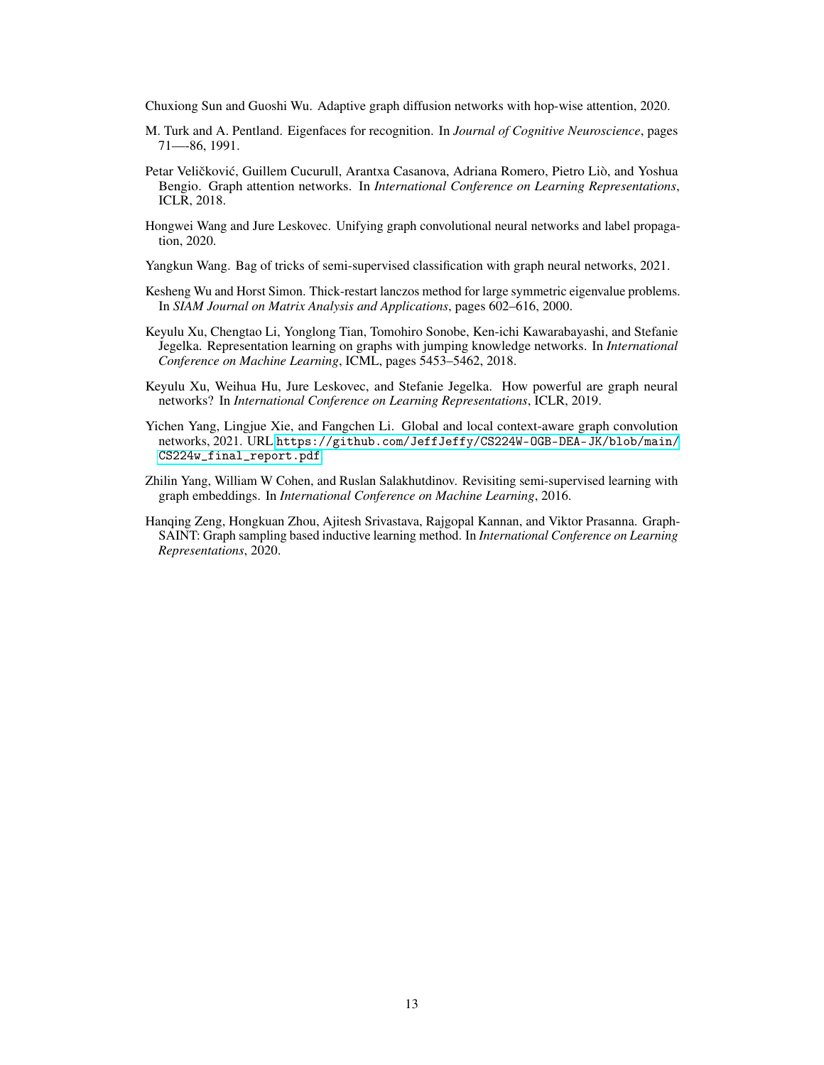Chuxiong Sun and Guoshi Wu. Adaptive graph diffusion networks with hop-wise attention, 2020.

M. Turk and A. Pentland. Eigenfaces for recognition. In *Journal of Cognitive Neuroscience*, pages 71—-86, 1991.

Petar Veličković, Guillem Cucurull, Arantxa Casanova, Adriana Romero, Pietro Liò, and Yoshua Bengio. Graph attention networks. In *International Conference on Learning Representations*, ICLR, 2018.

Hongwei Wang and Jure Leskovec. Unifying graph convolutional neural networks and label propagation, 2020.

Yangkun Wang. Bag of tricks of semi-supervised classification with graph neural networks, 2021.

Kesheng Wu and Horst Simon. Thick-restart lanczos method for large symmetric eigenvalue problems. In *SIAM Journal on Matrix Analysis and Applications*, pages 602–616, 2000.

Keyulu Xu, Chengtao Li, Yonglong Tian, Tomohiro Sonobe, Ken-ichi Kawarabayashi, and Stefanie Jegelka. Representation learning on graphs with jumping knowledge networks. In *International Conference on Machine Learning*, ICML, pages 5453–5462, 2018.

Keyulu Xu, Weihua Hu, Jure Leskovec, and Stefanie Jegelka. How powerful are graph neural networks? In *International Conference on Learning Representations*, ICLR, 2019.

Yichen Yang, Lingjue Xie, and Fangchen Li. Global and local context-aware graph convolution networks, 2021. URL https://github.com/JeffJeffy/CS224W-OGB-DEA-JK/blob/main/CS224w_final_report.pdf.

Zhilin Yang, William W Cohen, and Ruslan Salakhutdinov. Revisiting semi-supervised learning with graph embeddings. In *International Conference on Machine Learning*, 2016.

Hanqing Zeng, Hongkuan Zhou, Ajitesh Srivastava, Rajgopal Kannan, and Viktor Prasanna. GraphSAINT: Graph sampling based inductive learning method. In *International Conference on Learning Representations*, 2020.